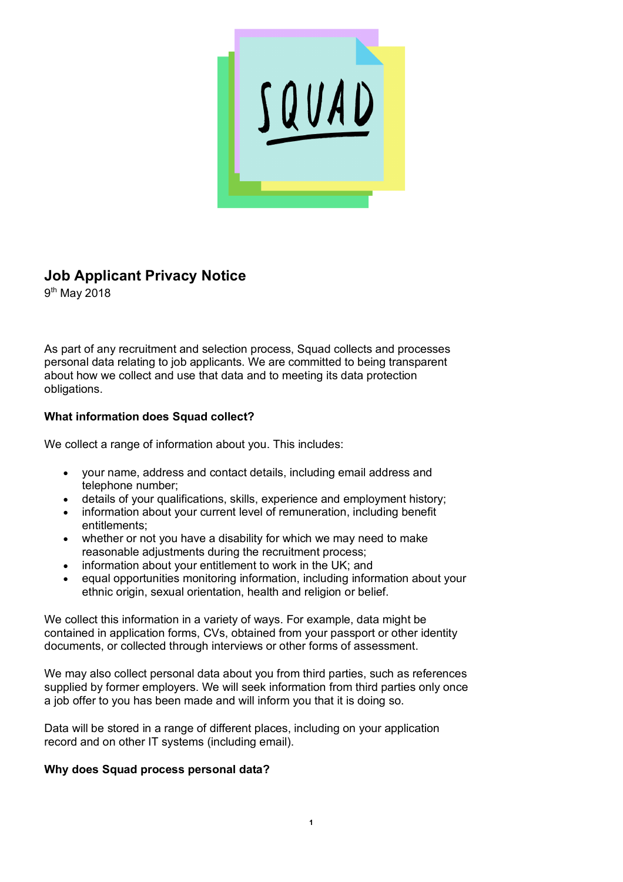# Job Applicant Privacy Notice

9th May 2018

As part of any recruitment and selection process, Squad collects and processes personal data relating to job applicants. We are committed to being transparent about how we collect and use that data and to meeting its data protection obligations.

### What information does Squad collect?

We collect a range of information about you. This includes:

- your name, address and contact details, including email address and telephone number;
- details of your qualifications, skills, experience and employment history;
- information about your current level of remuneration, including benefit entitlements;
- whether or not you have a disability for which we may need to make reasonable adjustments during the recruitment process;
- information about your entitlement to work in the UK; and
- equal opportunities monitoring information, including information about your ethnic origin, sexual orientation, health and religion or belief.

We collect this information in a variety of ways. For example, data might be contained in application forms, CVs, obtained from your passport or other identity documents, or collected through interviews or other forms of assessment.

We may also collect personal data about you from third parties, such as references supplied by former employers. We will seek information from third parties only once a job offer to you has been made and will inform you that it is doing so.

Data will be stored in a range of different places, including on your application record and on other IT systems (including email).

### Why does Squad process personal data?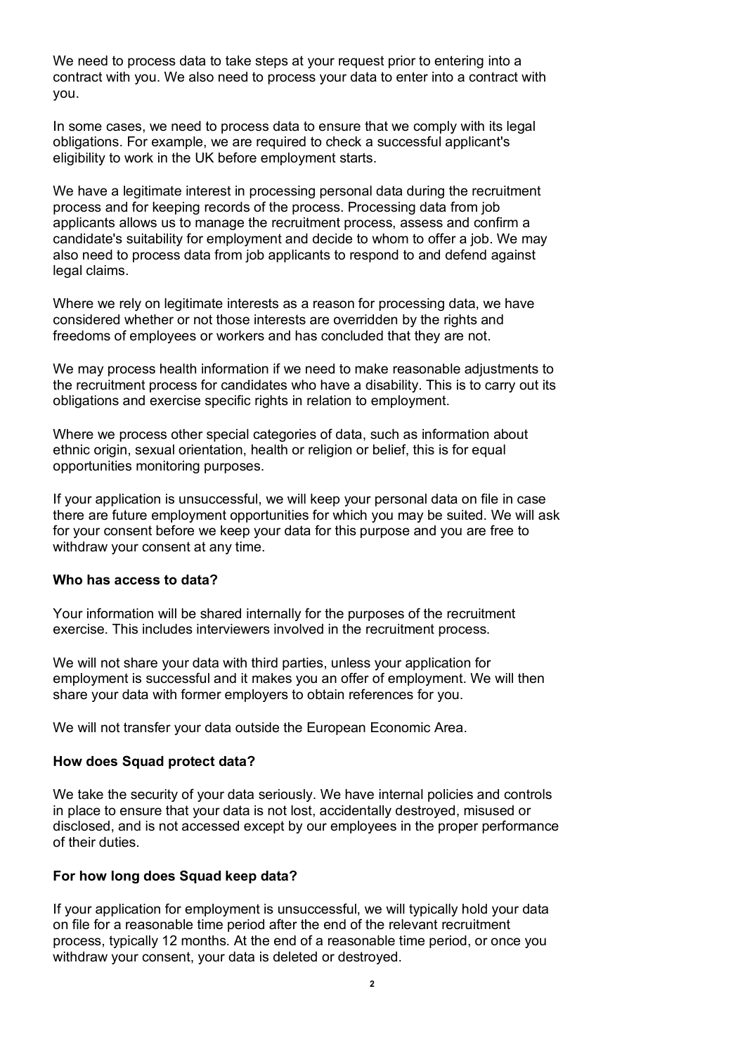We need to process data to take steps at your request prior to entering into a contract with you. We also need to process your data to enter into a contract with you.

In some cases, we need to process data to ensure that we comply with its legal obligations. For example, we are required to check a successful applicant's eligibility to work in the UK before employment starts.

We have a legitimate interest in processing personal data during the recruitment process and for keeping records of the process. Processing data from job applicants allows us to manage the recruitment process, assess and confirm a candidate's suitability for employment and decide to whom to offer a job. We may also need to process data from job applicants to respond to and defend against legal claims.

Where we rely on legitimate interests as a reason for processing data, we have considered whether or not those interests are overridden by the rights and freedoms of employees or workers and has concluded that they are not.

We may process health information if we need to make reasonable adjustments to the recruitment process for candidates who have a disability. This is to carry out its obligations and exercise specific rights in relation to employment.

Where we process other special categories of data, such as information about ethnic origin, sexual orientation, health or religion or belief, this is for equal opportunities monitoring purposes.

If your application is unsuccessful, we will keep your personal data on file in case there are future employment opportunities for which you may be suited. We will ask for your consent before we keep your data for this purpose and you are free to withdraw your consent at any time.

**Who has access to data?**

Your information will be shared internally for the purposes of the recruitment exercise. This includes interviewers involved in the recruitment process.

We will not share your data with third parties, unless your application for employment is successful and it makes you an offer of employment. We will then share your data with former employers to obtain references for you.

We will not transfer your data outside the European Economic Area.

**How does Squad protect data?**

We take the security of your data seriously. We have internal policies and controls in place to ensure that your data is not lost, accidentally destroyed, misused or disclosed, and is not accessed except by our employees in the proper performance of their duties.

**For how long does Squad keep data?**

If your application for employment is unsuccessful, we will typically hold your data on file for a reasonable time period after the end of the relevant recruitment process, typically 12 months. At the end of a reasonable time period, or once you withdraw your consent, your data is deleted or destroyed.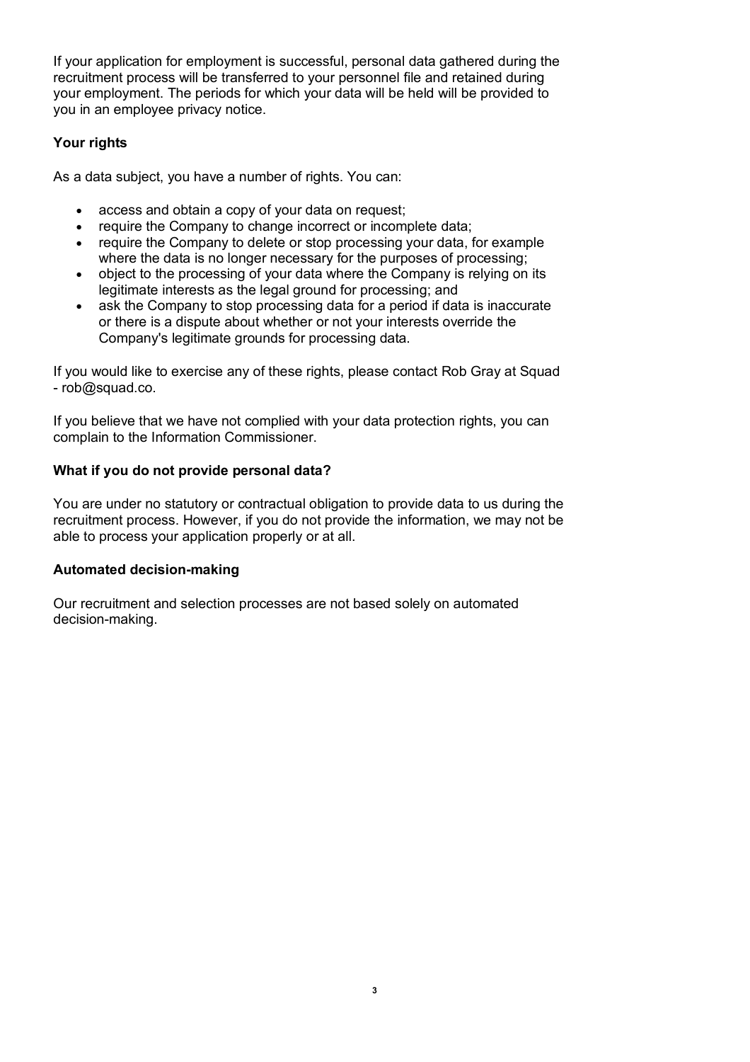If your application for employment is successful, personal data gathered during the recruitment process will be transferred to your personnel file and retained during your employment. The periods for which your data will be held will be provided to you in an employee privacy notice.

**Your rights**

As a data subject, you have a number of rights. You can:

- access and obtain a copy of your data on request;
- require the Company to change incorrect or incomplete data;
- require the Company to delete or stop processing your data, for example where the data is no longer necessary for the purposes of processing;
- object to the processing of your data where the Company is relying on its legitimate interests as the legal ground for processing; and
- ask the Company to stop processing data for a period if data is inaccurate or there is a dispute about whether or not your interests override the Company's legitimate grounds for processing data.

If you would like to exercise any of these rights, please contact Rob Gray at Squad - rob@squad.co.

If you believe that we have not complied with your data protection rights, you can complain to the Information Commissioner.

**What if you do not provide personal data?**

You are under no statutory or contractual obligation to provide data to us during the recruitment process. However, if you do not provide the information, we may not be able to process your application properly or at all.

**Automated decision-making**

Our recruitment and selection processes are not based solely on automated decision-making.